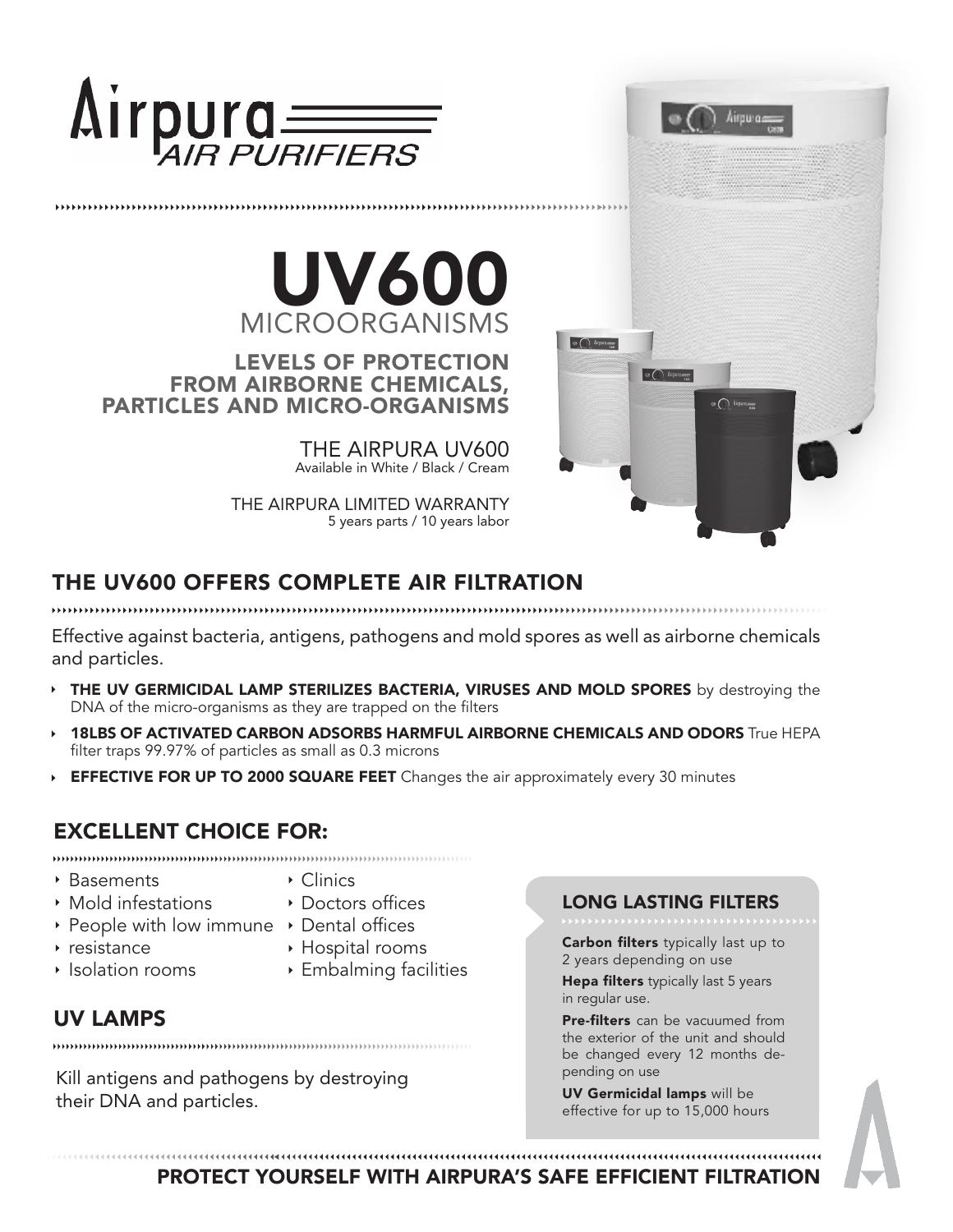# Airpura AIR PURIFIERS

# UV600

## MICROORGANISMS

### LEVELS OF PROTECTION FROM AIRBORNE CHEMICALS, PARTICLES AND MICRO-ORGANISMS

THE AIRPURA UV600
Available in White / Black / Cream

THE AIRPURA LIMITED WARRANTY
5 years parts / 10 years labor

## THE UV600 OFFERS COMPLETE AIR FILTRATION

Effective against bacteria, antigens, pathogens and mold spores as well as airborne chemicals and particles.

- **THE UV GERMICIDAL LAMP STERILIZES BACTERIA, VIRUSES AND MOLD SPORES** by destroying the DNA of the micro-organisms as they are trapped on the filters
- **18LBS OF ACTIVATED CARBON ADSORBS HARMFUL AIRBORNE CHEMICALS AND ODORS** True HEPA filter traps 99.97% of particles as small as 0.3 microns
- **EFFECTIVE FOR UP TO 2000 SQUARE FEET** Changes the air approximately every 30 minutes

## EXCELLENT CHOICE FOR:

- Basements
- Mold infestations
- People with low immune
- resistance
- Isolation rooms
- Clinics
- Doctors offices
- Dental offices
- Hospital rooms
- Embalming facilities

## UV LAMPS

Kill antigens and pathogens by destroying their DNA and particles.

## LONG LASTING FILTERS

**Carbon filters** typically last up to 2 years depending on use

**Hepa filters** typically last 5 years in regular use.

**Pre-filters** can be vacuumed from the exterior of the unit and should be changed every 12 months depending on use

**UV Germicidal lamps** will be effective for up to 15,000 hours

## PROTECT YOURSELF WITH AIRPURA'S SAFE EFFICIENT FILTRATION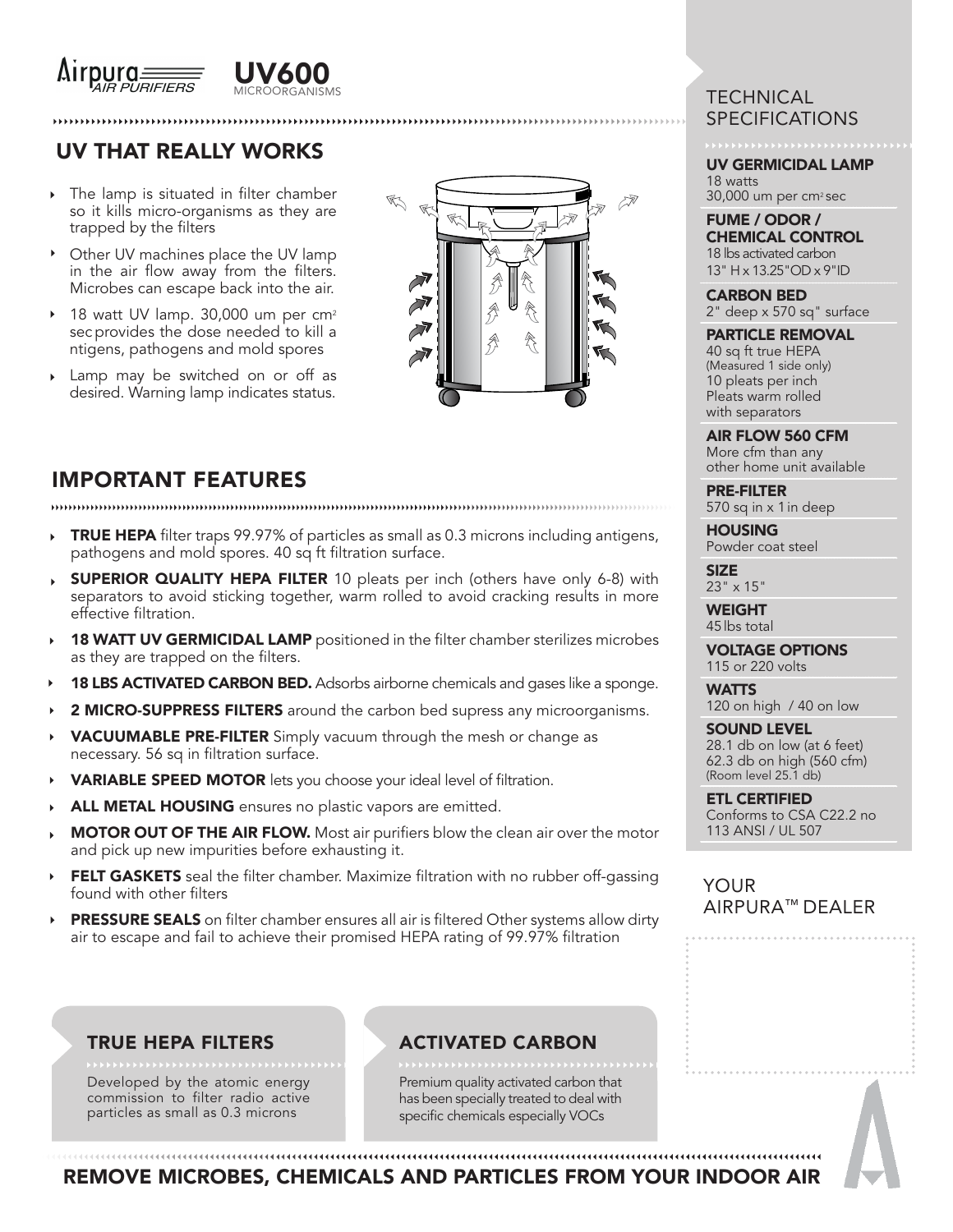Airpura AIR PURIFIERS

# UV600

MICROORGANISMS

## UV THAT REALLY WORKS

- The lamp is situated in filter chamber so it kills micro-organisms as they are trapped by the filters
- Other UV machines place the UV lamp in the air flow away from the filters. Microbes can escape back into the air.
- 18 watt UV lamp. 30,000 um per cm$^2$ sec provides the dose needed to kill a ntigens, pathogens and mold spores
- Lamp may be switched on or off as desired. Warning lamp indicates status.

## IMPORTANT FEATURES

- **TRUE HEPA** filter traps 99.97% of particles as small as 0.3 microns including antigens, pathogens and mold spores. 40 sq ft filtration surface.
- **SUPERIOR QUALITY HEPA FILTER** 10 pleats per inch (others have only 6-8) with separators to avoid sticking together, warm rolled to avoid cracking results in more effective filtration.
- **18 WATT UV GERMICIDAL LAMP** positioned in the filter chamber sterilizes microbes as they are trapped on the filters.
- **18 LBS ACTIVATED CARBON BED.** Adsorbs airborne chemicals and gases like a sponge.
- **2 MICRO-SUPPRESS FILTERS** around the carbon bed supress any microorganisms.
- **VACUUMABLE PRE-FILTER** Simply vacuum through the mesh or change as necessary. 56 sq in filtration surface.
- **VARIABLE SPEED MOTOR** lets you choose your ideal level of filtration.
- **ALL METAL HOUSING** ensures no plastic vapors are emitted.
- **MOTOR OUT OF THE AIR FLOW.** Most air purifiers blow the clean air over the motor and pick up new impurities before exhausting it.
- **FELT GASKETS** seal the filter chamber. Maximize filtration with no rubber off-gassing found with other filters
- **PRESSURE SEALS** on filter chamber ensures all air is filtered Other systems allow dirty air to escape and fail to achieve their promised HEPA rating of 99.97% filtration

### TRUE HEPA FILTERS

Developed by the atomic energy commission to filter radio active particles as small as 0.3 microns

### ACTIVATED CARBON

Premium quality activated carbon that has been specially treated to deal with specific chemicals especially VOCs

## REMOVE MICROBES, CHEMICALS AND PARTICLES FROM YOUR INDOOR AIR

## TECHNICAL SPECIFICATIONS

**UV GERMICIDAL LAMP**
18 watts
30,000 um per cm$^2$ sec

**FUME / ODOR / CHEMICAL CONTROL**
18 lbs activated carbon
13" H x 13.25"OD x 9"ID

**CARBON BED**
2" deep x 570 sq" surface

**PARTICLE REMOVAL**
40 sq ft true HEPA
(Measured 1 side only)
10 pleats per inch
Pleats warm rolled with separators

**AIR FLOW 560 CFM**
More cfm than any other home unit available

**PRE-FILTER**
570 sq in x 1 in deep

**HOUSING**
Powder coat steel

**SIZE**
23" x 15"

**WEIGHT**
45 lbs total

**VOLTAGE OPTIONS**
115 or 220 volts

**WATTS**
120 on high / 40 on low

**SOUND LEVEL**
28.1 db on low (at 6 feet)
62.3 db on high (560 cfm)
(Room level 25.1 db)

**ETL CERTIFIED**
Conforms to CSA C22.2 no 113 ANSI / UL 507

YOUR AIRPURA™ DEALER